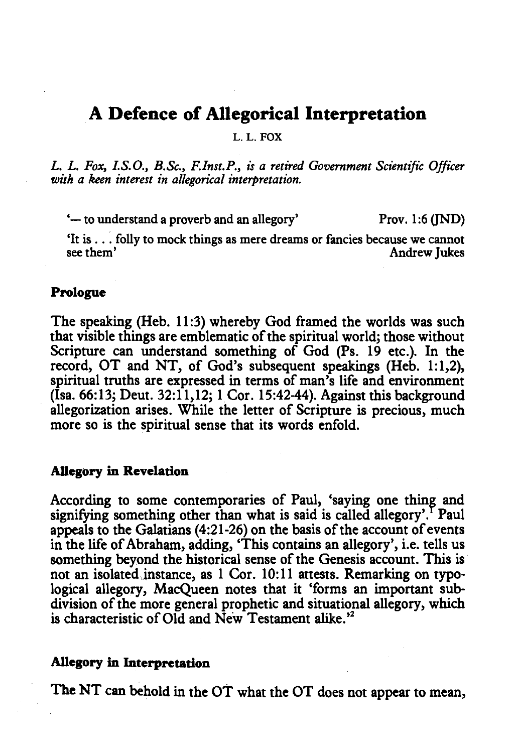# A Defence of Allegorical Interpretation

L. L. FOX

*L. L. Fox, I.S.O., B.Sc., F.Inst.P., is a retired Government Scientific Officer with a keen interest in allegorical interpretation.*

'— to understand a proverb and an allegory' — Prov. 1:6 (JND)

'It is . . . folly to mock things as mere dreams or fancies because we cannot see them' — Andrew Jukes

**Prologue**

The speaking (Heb. 11:3) whereby God framed the worlds was such that visible things are emblematic of the spiritual world; those without Scripture can understand something of God (Ps. 19 etc.). In the record, OT and NT, of God's subsequent speakings (Heb. 1:1,2), spiritual truths are expressed in terms of man's life and environment (Isa. 66:13; Deut. 32:11,12; 1 Cor. 15:42-44). Against this background allegorization arises. While the letter of Scripture is precious, much more so is the spiritual sense that its words enfold.

**Allegory in Revelation**

According to some contemporaries of Paul, 'saying one thing and signifying something other than what is said is called allegory'.[1] Paul appeals to the Galatians (4:21-26) on the basis of the account of events in the life of Abraham, adding, 'This contains an allegory', i.e. tells us something beyond the historical sense of the Genesis account. This is not an isolated instance, as 1 Cor. 10:11 attests. Remarking on typological allegory, MacQueen notes that it 'forms an important subdivision of the more general prophetic and situational allegory, which is characteristic of Old and New Testament alike.'[2]

**Allegory in Interpretation**

The NT can behold in the OT what the OT does not appear to mean,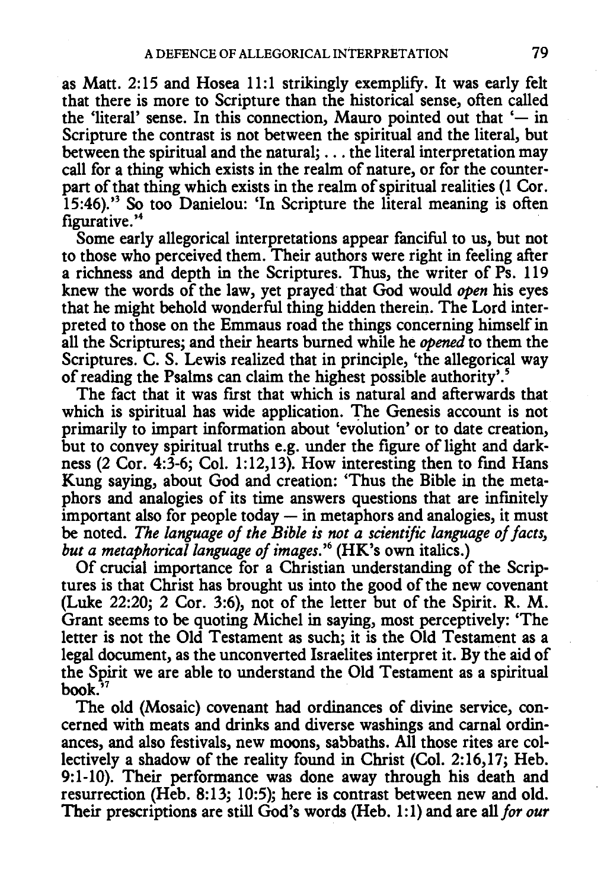as Matt. 2:15 and Hosea 11:1 strikingly exemplify. It was early felt that there is more to Scripture than the historical sense, often called the 'literal' sense. In this connection, Mauro pointed out that '— in Scripture the contrast is not between the spiritual and the literal, but between the spiritual and the natural; . . . the literal interpretation may call for a thing which exists in the realm of nature, or for the counterpart of that thing which exists in the realm of spiritual realities (1 Cor. 15:46).'[3] So too Danielou: 'In Scripture the literal meaning is often figurative.'[4]

Some early allegorical interpretations appear fanciful to us, but not to those who perceived them. Their authors were right in feeling after a richness and depth in the Scriptures. Thus, the writer of Ps. 119 knew the words of the law, yet prayed that God would *open* his eyes that he might behold wonderful thing hidden therein. The Lord interpreted to those on the Emmaus road the things concerning himself in all the Scriptures; and their hearts burned while he *opened* to them the Scriptures. C. S. Lewis realized that in principle, 'the allegorical way of reading the Psalms can claim the highest possible authority'.[5]

The fact that it was first that which is natural and afterwards that which is spiritual has wide application. The Genesis account is not primarily to impart information about 'evolution' or to date creation, but to convey spiritual truths e.g. under the figure of light and darkness (2 Cor. 4:3-6; Col. 1:12,13). How interesting then to find Hans Kung saying, about God and creation: 'Thus the Bible in the metaphors and analogies of its time answers questions that are infinitely important also for people today — in metaphors and analogies, it must be noted. *The language of the Bible is not a scientific language of facts, but a metaphorical language of images.*'[6] (HK's own italics.)

Of crucial importance for a Christian understanding of the Scriptures is that Christ has brought us into the good of the new covenant (Luke 22:20; 2 Cor. 3:6), not of the letter but of the Spirit. R. M. Grant seems to be quoting Michel in saying, most perceptively: 'The letter is not the Old Testament as such; it is the Old Testament as a legal document, as the unconverted Israelites interpret it. By the aid of the Spirit we are able to understand the Old Testament as a spiritual book.'[7]

The old (Mosaic) covenant had ordinances of divine service, concerned with meats and drinks and diverse washings and carnal ordinances, and also festivals, new moons, sabbaths. All those rites are collectively a shadow of the reality found in Christ (Col. 2:16,17; Heb. 9:1-10). Their performance was done away through his death and resurrection (Heb. 8:13; 10:5); here is contrast between new and old. Their prescriptions are still God's words (Heb. 1:1) and are all *for our*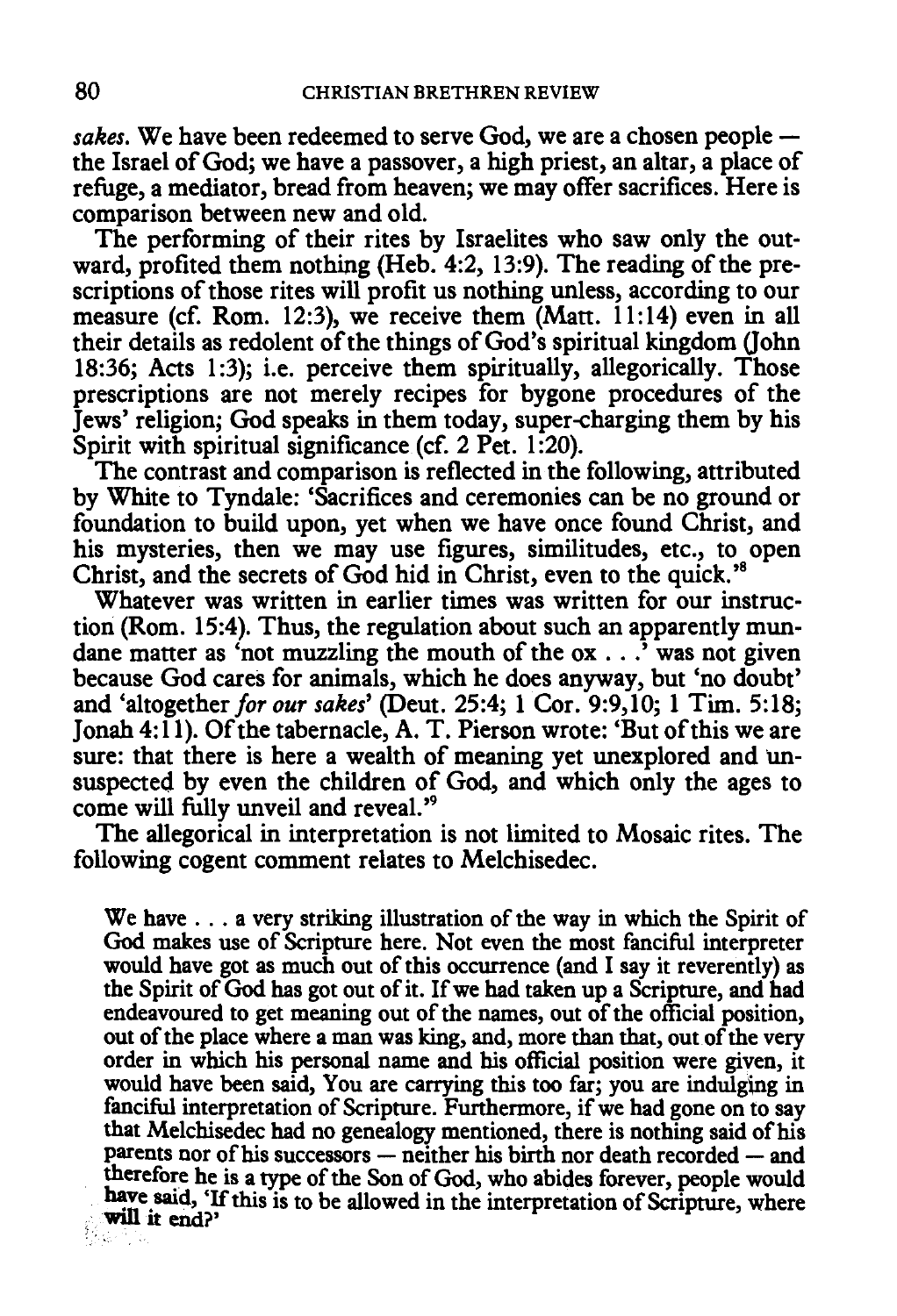*sakes.* We have been redeemed to serve God, we are a chosen people — the Israel of God; we have a passover, a high priest, an altar, a place of refuge, a mediator, bread from heaven; we may offer sacrifices. Here is comparison between new and old.

The performing of their rites by Israelites who saw only the outward, profited them nothing (Heb. 4:2, 13:9). The reading of the prescriptions of those rites will profit us nothing unless, according to our measure (cf. Rom. 12:3), we receive them (Matt. 11:14) even in all their details as redolent of the things of God's spiritual kingdom (John 18:36; Acts 1:3); i.e. perceive them spiritually, allegorically. Those prescriptions are not merely recipes for bygone procedures of the Jews' religion; God speaks in them today, super-charging them by his Spirit with spiritual significance (cf. 2 Pet. 1:20).

The contrast and comparison is reflected in the following, attributed by White to Tyndale: 'Sacrifices and ceremonies can be no ground or foundation to build upon, yet when we have once found Christ, and his mysteries, then we may use figures, similitudes, etc., to open Christ, and the secrets of God hid in Christ, even to the quick.'[8]

Whatever was written in earlier times was written for our instruction (Rom. 15:4). Thus, the regulation about such an apparently mundane matter as 'not muzzling the mouth of the ox . . .' was not given because God cares for animals, which he does anyway, but 'no doubt' and 'altogether *for our sakes*' (Deut. 25:4; 1 Cor. 9:9,10; 1 Tim. 5:18; Jonah 4:11). Of the tabernacle, A. T. Pierson wrote: 'But of this we are sure: that there is here a wealth of meaning yet unexplored and unsuspected by even the children of God, and which only the ages to come will fully unveil and reveal.'[9]

The allegorical in interpretation is not limited to Mosaic rites. The following cogent comment relates to Melchisedec.

> We have . . . a very striking illustration of the way in which the Spirit of God makes use of Scripture here. Not even the most fanciful interpreter would have got as much out of this occurrence (and I say it reverently) as the Spirit of God has got out of it. If we had taken up a Scripture, and had endeavoured to get meaning out of the names, out of the official position, out of the place where a man was king, and, more than that, out of the very order in which his personal name and his official position were given, it would have been said, You are carrying this too far; you are indulging in fanciful interpretation of Scripture. Furthermore, if we had gone on to say that Melchisedec had no genealogy mentioned, there is nothing said of his parents nor of his successors — neither his birth nor death recorded — and therefore he is a type of the Son of God, who abides forever, people would have said, 'If this is to be allowed in the interpretation of Scripture, where will it end?'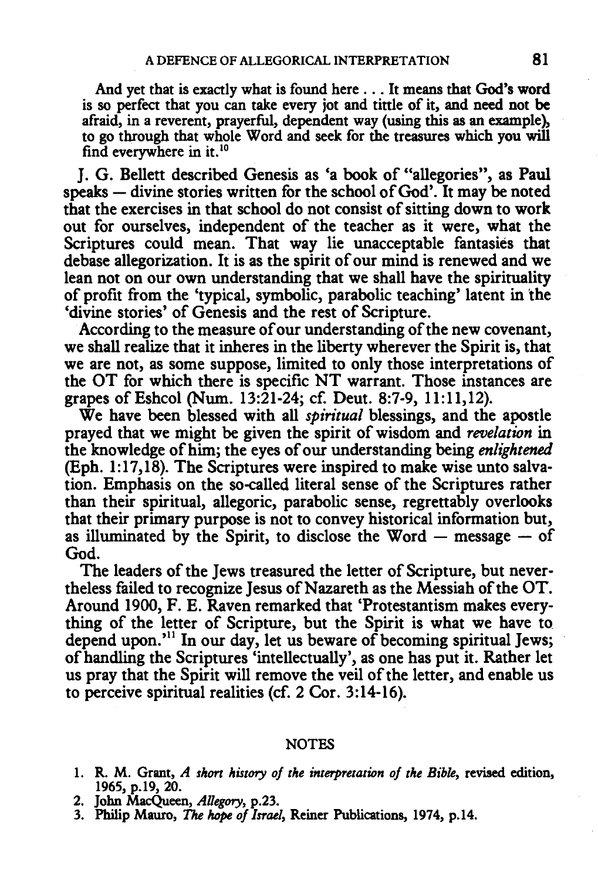> And yet that is exactly what is found here . . . It means that God's word is so perfect that you can take every jot and tittle of it, and need not be afraid, in a reverent, prayerful, dependent way (using this as an example), to go through that whole Word and seek for the treasures which you will find everywhere in it.[10]

J. G. Bellett described Genesis as 'a book of "allegories", as Paul speaks — divine stories written for the school of God'. It may be noted that the exercises in that school do not consist of sitting down to work out for ourselves, independent of the teacher as it were, what the Scriptures could mean. That way lie unacceptable fantasies that debase allegorization. It is as the spirit of our mind is renewed and we lean not on our own understanding that we shall have the spirituality of profit from the 'typical, symbolic, parabolic teaching' latent in the 'divine stories' of Genesis and the rest of Scripture.

According to the measure of our understanding of the new covenant, we shall realize that it inheres in the liberty wherever the Spirit is, that we are not, as some suppose, limited to only those interpretations of the OT for which there is specific NT warrant. Those instances are grapes of Eshcol (Num. 13:21-24; cf. Deut. 8:7-9, 11:11,12).

We have been blessed with all *spiritual* blessings, and the apostle prayed that we might be given the spirit of wisdom and *revelation* in the knowledge of him; the eyes of our understanding being *enlightened* (Eph. 1:17,18). The Scriptures were inspired to make wise unto salvation. Emphasis on the so-called literal sense of the Scriptures rather than their spiritual, allegoric, parabolic sense, regrettably overlooks that their primary purpose is not to convey historical information but, as illuminated by the Spirit, to disclose the Word — message — of God.

The leaders of the Jews treasured the letter of Scripture, but nevertheless failed to recognize Jesus of Nazareth as the Messiah of the OT. Around 1900, F. E. Raven remarked that 'Protestantism makes everything of the letter of Scripture, but the Spirit is what we have to depend upon.'[11] In our day, let us beware of becoming spiritual Jews; of handling the Scriptures 'intellectually', as one has put it. Rather let us pray that the Spirit will remove the veil of the letter, and enable us to perceive spiritual realities (cf. 2 Cor. 3:14-16).

## NOTES

1. R. M. Grant, *A short history of the interpretation of the Bible*, revised edition, 1965, p.19, 20.
2. John MacQueen, *Allegory*, p.23.
3. Philip Mauro, *The hope of Israel*, Reiner Publications, 1974, p.14.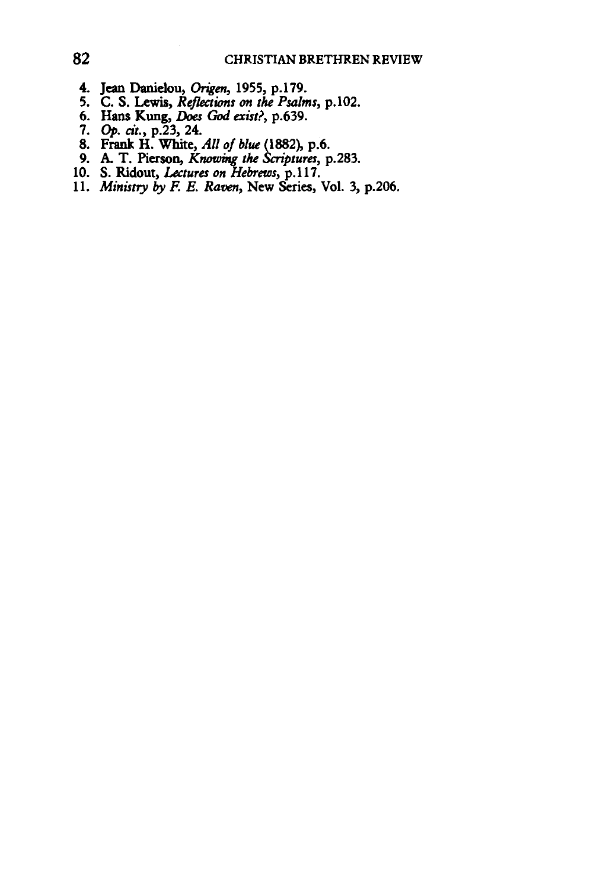4. Jean Danielou, *Origen*, 1955, p.179.
5. C. S. Lewis, *Reflections on the Psalms*, p.102.
6. Hans Kung, *Does God exist?*, p.639.
7. *Op. cit.*, p.23, 24.
8. Frank H. White, *All of blue* (1882), p.6.
9. A. T. Pierson, *Knowing the Scriptures*, p.283.
10. S. Ridout, *Lectures on Hebrews*, p.117.
11. *Ministry by F. E. Raven*, New Series, Vol. 3, p.206.